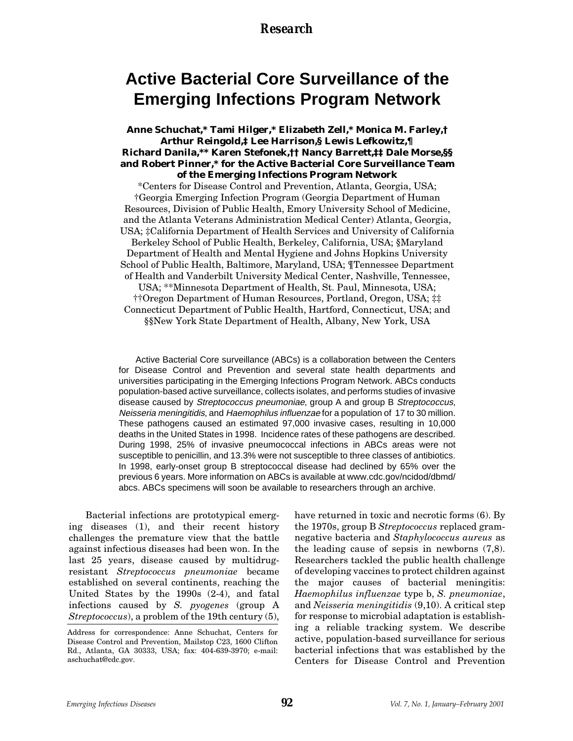Research

# Active Bacterial Core Surveillance of the Emerging Infections Program Network

**Anne Schuchat,* Tami Hilger,* Elizabeth Zell,* Monica M. Farley,† Arthur Reingold,‡ Lee Harrison,§ Lewis Lefkowitz,¶ Richard Danila,** Karen Stefonek,†† Nancy Barrett,‡‡ Dale Morse,§§ and Robert Pinner,* for the Active Bacterial Core Surveillance Team of the Emerging Infections Program Network**

*Centers for Disease Control and Prevention, Atlanta, Georgia, USA; †Georgia Emerging Infection Program (Georgia Department of Human Resources, Division of Public Health, Emory University School of Medicine, and the Atlanta Veterans Administration Medical Center) Atlanta, Georgia, USA; ‡California Department of Health Services and University of California Berkeley School of Public Health, Berkeley, California, USA; §Maryland Department of Health and Mental Hygiene and Johns Hopkins University School of Public Health, Baltimore, Maryland, USA; ¶Tennessee Department of Health and Vanderbilt University Medical Center, Nashville, Tennessee, USA; **Minnesota Department of Health, St. Paul, Minnesota, USA; ††Oregon Department of Human Resources, Portland, Oregon, USA; ‡‡ Connecticut Department of Public Health, Hartford, Connecticut, USA; and §§New York State Department of Health, Albany, New York, USA

Active Bacterial Core surveillance (ABCs) is a collaboration between the Centers for Disease Control and Prevention and several state health departments and universities participating in the Emerging Infections Program Network. ABCs conducts population-based active surveillance, collects isolates, and performs studies of invasive disease caused by *Streptococcus pneumoniae*, group A and group B *Streptococcus*, *Neisseria meningitidis*, and *Haemophilus influenzae* for a population of 17 to 30 million. These pathogens caused an estimated 97,000 invasive cases, resulting in 10,000 deaths in the United States in 1998. Incidence rates of these pathogens are described. During 1998, 25% of invasive pneumococcal infections in ABCs areas were not susceptible to penicillin, and 13.3% were not susceptible to three classes of antibiotics. In 1998, early-onset group B streptococcal disease had declined by 65% over the previous 6 years. More information on ABCs is available at www.cdc.gov/ncidod/dbmd/abcs. ABCs specimens will soon be available to researchers through an archive.

Bacterial infections are prototypical emerging diseases (1), and their recent history challenges the premature view that the battle against infectious diseases had been won. In the last 25 years, disease caused by multidrug-resistant *Streptococcus pneumoniae* became established on several continents, reaching the United States by the 1990s (2-4), and fatal infections caused by *S. pyogenes* (group A *Streptococcus*), a problem of the 19th century (5), have returned in toxic and necrotic forms (6). By the 1970s, group B *Streptococcus* replaced gram-negative bacteria and *Staphylococcus aureus* as the leading cause of sepsis in newborns (7,8). Researchers tackled the public health challenge of developing vaccines to protect children against the major causes of bacterial meningitis: *Haemophilus influenzae* type b, *S. pneumoniae*, and *Neisseria meningitidis* (9,10). A critical step for response to microbial adaptation is establishing a reliable tracking system. We describe active, population-based surveillance for serious bacterial infections that was established by the Centers for Disease Control and Prevention

Address for correspondence: Anne Schuchat, Centers for Disease Control and Prevention, Mailstop C23, 1600 Clifton Rd., Atlanta, GA 30333, USA; fax: 404-639-3970; e-mail: aschuchat@cdc.gov.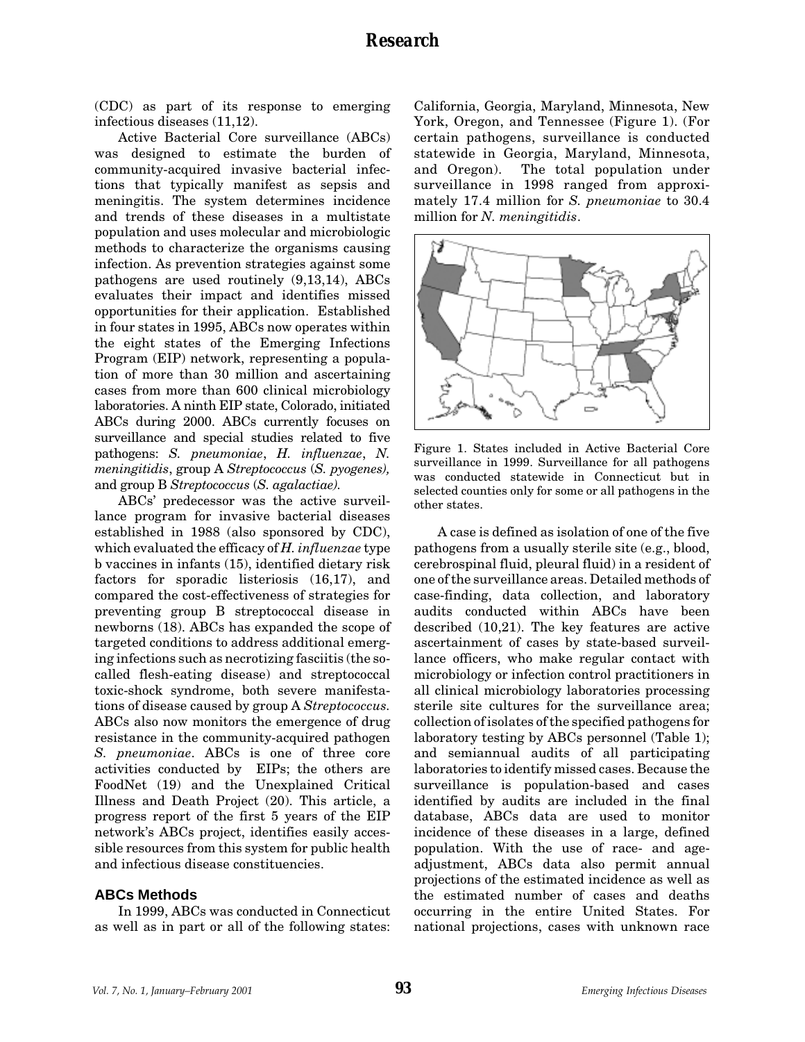(CDC) as part of its response to emerging infectious diseases (11,12).

Active Bacterial Core surveillance (ABCs) was designed to estimate the burden of community-acquired invasive bacterial infections that typically manifest as sepsis and meningitis. The system determines incidence and trends of these diseases in a multistate population and uses molecular and microbiologic methods to characterize the organisms causing infection. As prevention strategies against some pathogens are used routinely (9,13,14), ABCs evaluates their impact and identifies missed opportunities for their application. Established in four states in 1995, ABCs now operates within the eight states of the Emerging Infections Program (EIP) network, representing a population of more than 30 million and ascertaining cases from more than 600 clinical microbiology laboratories. A ninth EIP state, Colorado, initiated ABCs during 2000. ABCs currently focuses on surveillance and special studies related to five pathogens: *S. pneumoniae*, *H. influenzae*, *N. meningitidis*, group A *Streptococcus* (*S. pyogenes),* and group B *Streptococcus* (*S. agalactiae).*

ABCs' predecessor was the active surveillance program for invasive bacterial diseases established in 1988 (also sponsored by CDC), which evaluated the efficacy of *H. influenzae* type b vaccines in infants (15), identified dietary risk factors for sporadic listeriosis (16,17), and compared the cost-effectiveness of strategies for preventing group B streptococcal disease in newborns (18). ABCs has expanded the scope of targeted conditions to address additional emerging infections such as necrotizing fasciitis (the so-called flesh-eating disease) and streptococcal toxic-shock syndrome, both severe manifestations of disease caused by group A *Streptococcus.* ABCs also now monitors the emergence of drug resistance in the community-acquired pathogen *S. pneumoniae*. ABCs is one of three core activities conducted by EIPs; the others are FoodNet (19) and the Unexplained Critical Illness and Death Project (20). This article, a progress report of the first 5 years of the EIP network's ABCs project, identifies easily accessible resources from this system for public health and infectious disease constituencies.

## ABCs Methods

In 1999, ABCs was conducted in Connecticut as well as in part or all of the following states: California, Georgia, Maryland, Minnesota, New York, Oregon, and Tennessee (Figure 1). (For certain pathogens, surveillance is conducted statewide in Georgia, Maryland, Minnesota, and Oregon). The total population under surveillance in 1998 ranged from approximately 17.4 million for *S. pneumoniae* to 30.4 million for *N. meningitidis*.

Figure 1. States included in Active Bacterial Core surveillance in 1999. Surveillance for all pathogens was conducted statewide in Connecticut but in selected counties only for some or all pathogens in the other states.

A case is defined as isolation of one of the five pathogens from a usually sterile site (e.g., blood, cerebrospinal fluid, pleural fluid) in a resident of one of the surveillance areas. Detailed methods of case-finding, data collection, and laboratory audits conducted within ABCs have been described (10,21). The key features are active ascertainment of cases by state-based surveillance officers, who make regular contact with microbiology or infection control practitioners in all clinical microbiology laboratories processing sterile site cultures for the surveillance area; collection of isolates of the specified pathogens for laboratory testing by ABCs personnel (Table 1); and semiannual audits of all participating laboratories to identify missed cases. Because the surveillance is population-based and cases identified by audits are included in the final database, ABCs data are used to monitor incidence of these diseases in a large, defined population. With the use of race- and age-adjustment, ABCs data also permit annual projections of the estimated incidence as well as the estimated number of cases and deaths occurring in the entire United States. For national projections, cases with unknown race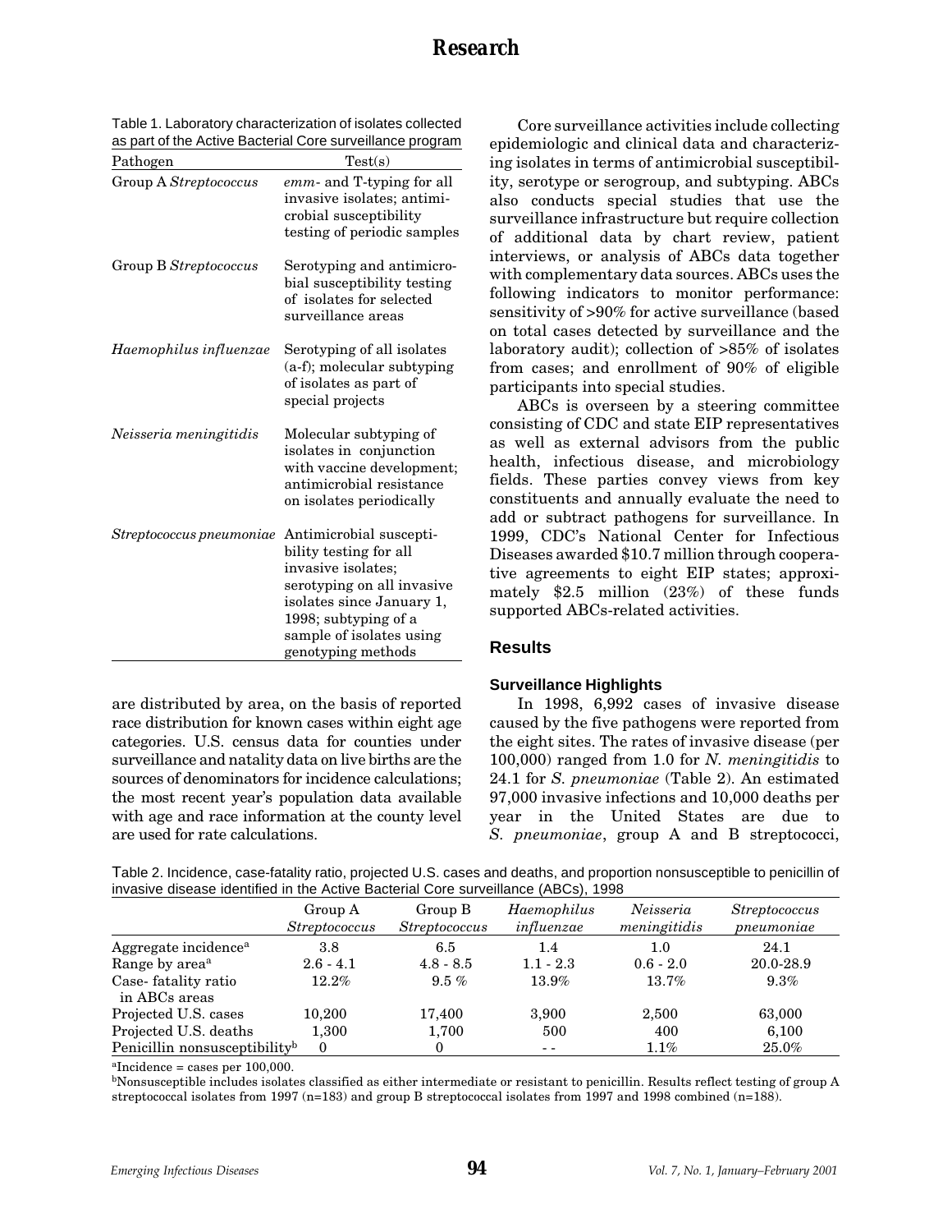Table 1. Laboratory characterization of isolates collected as part of the Active Bacterial Core surveillance program

| Pathogen | Test(s) |
|---|---|
| Group A *Streptococcus* | *emm*- and T-typing for all invasive isolates; antimicrobial susceptibility testing of periodic samples |
| Group B *Streptococcus* | Serotyping and antimicrobial susceptibility testing of isolates for selected surveillance areas |
| *Haemophilus influenzae* | Serotyping of all isolates (a-f); molecular subtyping of isolates as part of special projects |
| *Neisseria meningitidis* | Molecular subtyping of isolates in conjunction with vaccine development; antimicrobial resistance on isolates periodically |
| *Streptococcus pneumoniae* | Antimicrobial susceptibility testing for all invasive isolates; serotyping on all invasive isolates since January 1, 1998; subtyping of a sample of isolates using genotyping methods |

are distributed by area, on the basis of reported race distribution for known cases within eight age categories. U.S. census data for counties under surveillance and natality data on live births are the sources of denominators for incidence calculations; the most recent year's population data available with age and race information at the county level are used for rate calculations.

Core surveillance activities include collecting epidemiologic and clinical data and characterizing isolates in terms of antimicrobial susceptibility, serotype or serogroup, and subtyping. ABCs also conducts special studies that use the surveillance infrastructure but require collection of additional data by chart review, patient interviews, or analysis of ABCs data together with complementary data sources. ABCs uses the following indicators to monitor performance: sensitivity of >90% for active surveillance (based on total cases detected by surveillance and the laboratory audit); collection of >85% of isolates from cases; and enrollment of 90% of eligible participants into special studies.

ABCs is overseen by a steering committee consisting of CDC and state EIP representatives as well as external advisors from the public health, infectious disease, and microbiology fields. These parties convey views from key constituents and annually evaluate the need to add or subtract pathogens for surveillance. In 1999, CDC's National Center for Infectious Diseases awarded $10.7 million through cooperative agreements to eight EIP states; approximately $2.5 million (23%) of these funds supported ABCs-related activities.

## Results

### Surveillance Highlights

In 1998, 6,992 cases of invasive disease caused by the five pathogens were reported from the eight sites. The rates of invasive disease (per 100,000) ranged from 1.0 for *N. meningitidis* to 24.1 for *S. pneumoniae* (Table 2). An estimated 97,000 invasive infections and 10,000 deaths per year in the United States are due to *S. pneumoniae*, group A and B streptococci,

Table 2. Incidence, case-fatality ratio, projected U.S. cases and deaths, and proportion nonsusceptible to penicillin of invasive disease identified in the Active Bacterial Core surveillance (ABCs), 1998

| | Group A *Streptococcus* | Group B *Streptococcus* | *Haemophilus influenzae* | *Neisseria meningitidis* | *Streptococcus pneumoniae* |
|---|---|---|---|---|---|
| Aggregate incidence[a] | 3.8 | 6.5 | 1.4 | 1.0 | 24.1 |
| Range by area[a] | 2.6 - 4.1 | 4.8 - 8.5 | 1.1 - 2.3 | 0.6 - 2.0 | 20.0-28.9 |
| Case- fatality ratio in ABCs areas | 12.2% | 9.5 % | 13.9% | 13.7% | 9.3% |
| Projected U.S. cases | 10,200 | 17,400 | 3,900 | 2,500 | 63,000 |
| Projected U.S. deaths | 1,300 | 1,700 | 500 | 400 | 6,100 |
| Penicillin nonsusceptibility[b] | 0 | 0 | - - | 1.1% | 25.0% |

[a]Incidence = cases per 100,000.
[b]Nonsusceptible includes isolates classified as either intermediate or resistant to penicillin. Results reflect testing of group A streptococcal isolates from 1997 (n=183) and group B streptococcal isolates from 1997 and 1998 combined (n=188).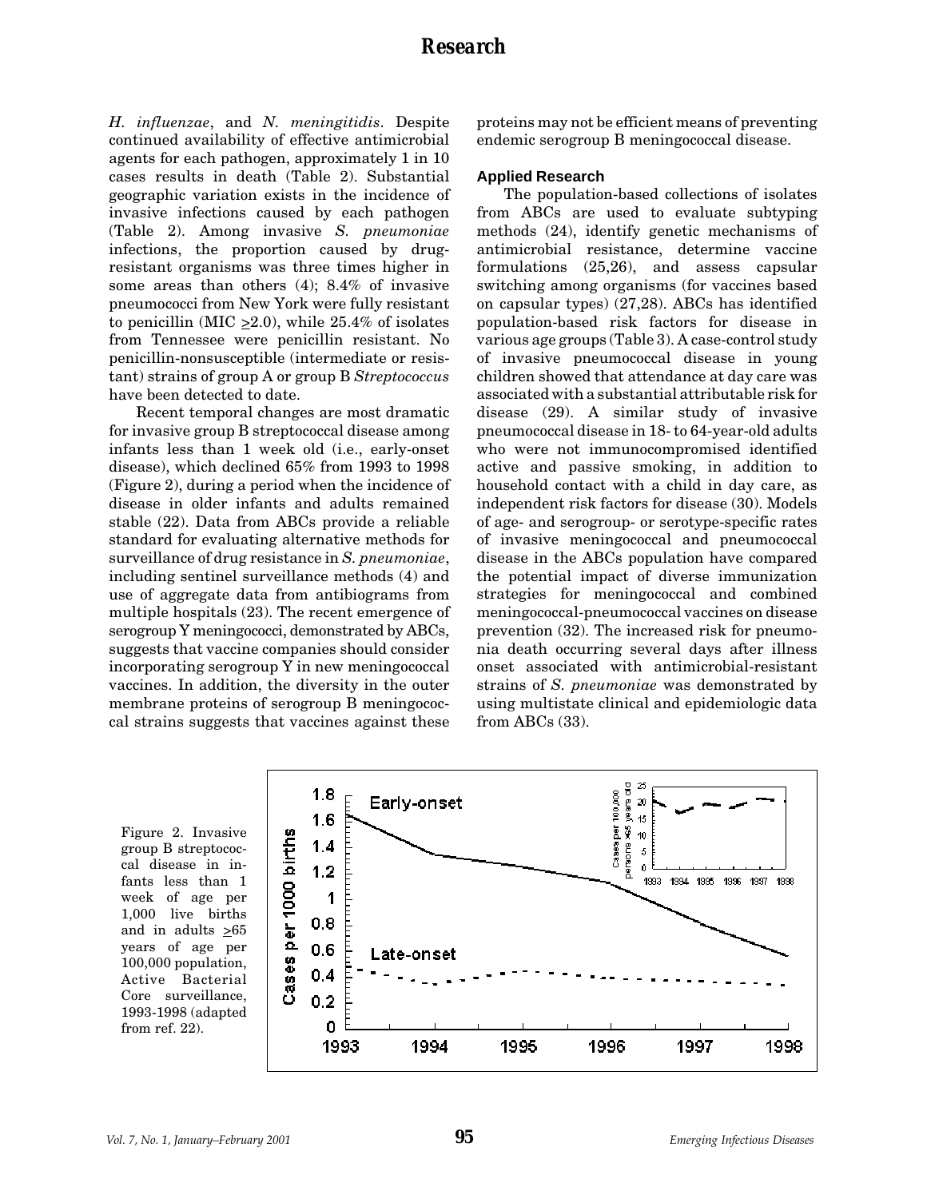*H. influenzae*, and *N. meningitidis*. Despite continued availability of effective antimicrobial agents for each pathogen, approximately 1 in 10 cases results in death (Table 2). Substantial geographic variation exists in the incidence of invasive infections caused by each pathogen (Table 2). Among invasive *S. pneumoniae* infections, the proportion caused by drug-resistant organisms was three times higher in some areas than others (4); 8.4% of invasive pneumococci from New York were fully resistant to penicillin (MIC $\geq$2.0), while 25.4% of isolates from Tennessee were penicillin resistant. No penicillin-nonsusceptible (intermediate or resistant) strains of group A or group B *Streptococcus* have been detected to date.

Recent temporal changes are most dramatic for invasive group B streptococcal disease among infants less than 1 week old (i.e., early-onset disease), which declined 65% from 1993 to 1998 (Figure 2), during a period when the incidence of disease in older infants and adults remained stable (22). Data from ABCs provide a reliable standard for evaluating alternative methods for surveillance of drug resistance in *S. pneumoniae*, including sentinel surveillance methods (4) and use of aggregate data from antibiograms from multiple hospitals (23). The recent emergence of serogroup Y meningococci, demonstrated by ABCs, suggests that vaccine companies should consider incorporating serogroup Y in new meningococcal vaccines. In addition, the diversity in the outer membrane proteins of serogroup B meningococcal strains suggests that vaccines against these proteins may not be efficient means of preventing endemic serogroup B meningococcal disease.

### Applied Research

The population-based collections of isolates from ABCs are used to evaluate subtyping methods (24), identify genetic mechanisms of antimicrobial resistance, determine vaccine formulations (25,26), and assess capsular switching among organisms (for vaccines based on capsular types) (27,28). ABCs has identified population-based risk factors for disease in various age groups (Table 3). A case-control study of invasive pneumococcal disease in young children showed that attendance at day care was associated with a substantial attributable risk for disease (29). A similar study of invasive pneumococcal disease in 18- to 64-year-old adults who were not immunocompromised identified active and passive smoking, in addition to household contact with a child in day care, as independent risk factors for disease (30). Models of age- and serogroup- or serotype-specific rates of invasive meningococcal and pneumococcal disease in the ABCs population have compared the potential impact of diverse immunization strategies for meningococcal and combined meningococcal-pneumococcal vaccines on disease prevention (32). The increased risk for pneumonia death occurring several days after illness onset associated with antimicrobial-resistant strains of *S. pneumoniae* was demonstrated by using multistate clinical and epidemiologic data from ABCs (33).

Figure 2. Invasive group B streptococcal disease in infants less than 1 week of age per 1,000 live births and in adults $\geq$65 years of age per 100,000 population, Active Bacterial Core surveillance, 1993-1998 (adapted from ref. 22).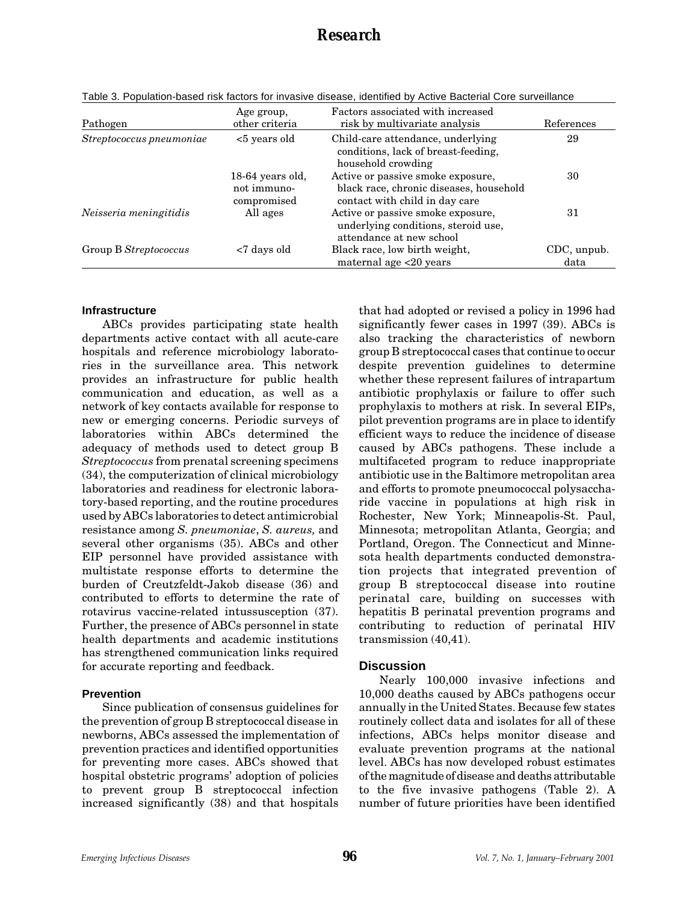Table 3. Population-based risk factors for invasive disease, identified by Active Bacterial Core surveillance

| Pathogen | Age group, other criteria | Factors associated with increased risk by multivariate analysis | References |
|---|---|---|---|
| *Streptococcus pneumoniae* | <5 years old | Child-care attendance, underlying conditions, lack of breast-feeding, household crowding | 29 |
| | 18-64 years old, not immuno-compromised | Active or passive smoke exposure, black race, chronic diseases, household contact with child in day care | 30 |
| *Neisseria meningitidis* | All ages | Active or passive smoke exposure, underlying conditions, steroid use, attendance at new school | 31 |
| Group B *Streptococcus* | <7 days old | Black race, low birth weight, maternal age <20 years | CDC, unpub. data |

### Infrastructure

ABCs provides participating state health departments active contact with all acute-care hospitals and reference microbiology laboratories in the surveillance area. This network provides an infrastructure for public health communication and education, as well as a network of key contacts available for response to new or emerging concerns. Periodic surveys of laboratories within ABCs determined the adequacy of methods used to detect group B *Streptococcus* from prenatal screening specimens (34), the computerization of clinical microbiology laboratories and readiness for electronic laboratory-based reporting, and the routine procedures used by ABCs laboratories to detect antimicrobial resistance among *S. pneumoniae*, *S. aureus,* and several other organisms (35). ABCs and other EIP personnel have provided assistance with multistate response efforts to determine the burden of Creutzfeldt-Jakob disease (36) and contributed to efforts to determine the rate of rotavirus vaccine-related intussusception (37). Further, the presence of ABCs personnel in state health departments and academic institutions has strengthened communication links required for accurate reporting and feedback.

### Prevention

Since publication of consensus guidelines for the prevention of group B streptococcal disease in newborns, ABCs assessed the implementation of prevention practices and identified opportunities for preventing more cases. ABCs showed that hospital obstetric programs' adoption of policies to prevent group B streptococcal infection increased significantly (38) and that hospitals that had adopted or revised a policy in 1996 had significantly fewer cases in 1997 (39). ABCs is also tracking the characteristics of newborn group B streptococcal cases that continue to occur despite prevention guidelines to determine whether these represent failures of intrapartum antibiotic prophylaxis or failure to offer such prophylaxis to mothers at risk. In several EIPs, pilot prevention programs are in place to identify efficient ways to reduce the incidence of disease caused by ABCs pathogens. These include a multifaceted program to reduce inappropriate antibiotic use in the Baltimore metropolitan area and efforts to promote pneumococcal polysaccharide vaccine in populations at high risk in Rochester, New York; Minneapolis-St. Paul, Minnesota; metropolitan Atlanta, Georgia; and Portland, Oregon. The Connecticut and Minnesota health departments conducted demonstration projects that integrated prevention of group B streptococcal disease into routine perinatal care, building on successes with hepatitis B perinatal prevention programs and contributing to reduction of perinatal HIV transmission (40,41).

## Discussion

Nearly 100,000 invasive infections and 10,000 deaths caused by ABCs pathogens occur annually in the United States. Because few states routinely collect data and isolates for all of these infections, ABCs helps monitor disease and evaluate prevention programs at the national level. ABCs has now developed robust estimates of the magnitude of disease and deaths attributable to the five invasive pathogens (Table 2). A number of future priorities have been identified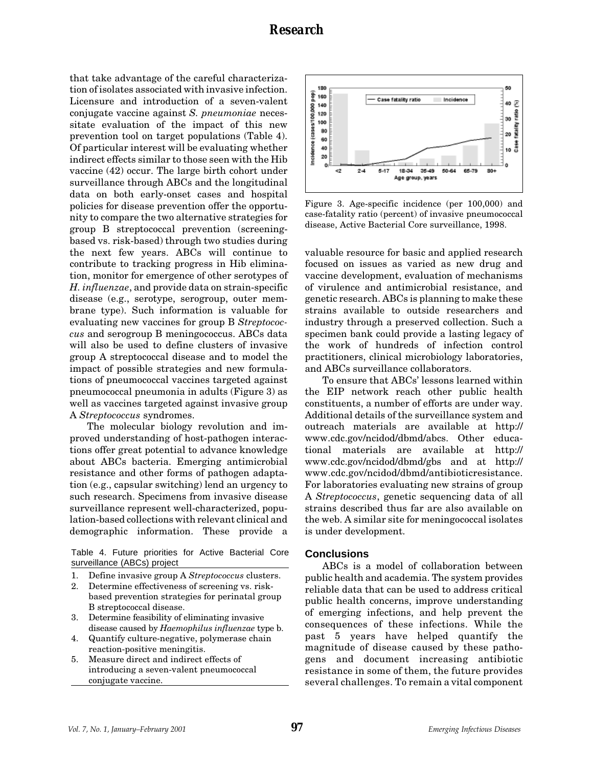that take advantage of the careful characterization of isolates associated with invasive infection. Licensure and introduction of a seven-valent conjugate vaccine against *S. pneumoniae* necessitate evaluation of the impact of this new prevention tool on target populations (Table 4). Of particular interest will be evaluating whether indirect effects similar to those seen with the Hib vaccine (42) occur. The large birth cohort under surveillance through ABCs and the longitudinal data on both early-onset cases and hospital policies for disease prevention offer the opportunity to compare the two alternative strategies for group B streptococcal prevention (screening-based vs. risk-based) through two studies during the next few years. ABCs will continue to contribute to tracking progress in Hib elimination, monitor for emergence of other serotypes of *H. influenzae*, and provide data on strain-specific disease (e.g., serotype, serogroup, outer membrane type). Such information is valuable for evaluating new vaccines for group B *Streptococcus* and serogroup B meningococcus. ABCs data will also be used to define clusters of invasive group A streptococcal disease and to model the impact of possible strategies and new formulations of pneumococcal vaccines targeted against pneumococcal pneumonia in adults (Figure 3) as well as vaccines targeted against invasive group A *Streptococcus* syndromes.

The molecular biology revolution and improved understanding of host-pathogen interactions offer great potential to advance knowledge about ABCs bacteria. Emerging antimicrobial resistance and other forms of pathogen adaptation (e.g., capsular switching) lend an urgency to such research. Specimens from invasive disease surveillance represent well-characterized, population-based collections with relevant clinical and demographic information. These provide a valuable resource for basic and applied research focused on issues as varied as new drug and vaccine development, evaluation of mechanisms of virulence and antimicrobial resistance, and genetic research. ABCs is planning to make these strains available to outside researchers and industry through a preserved collection. Such a specimen bank could provide a lasting legacy of the work of hundreds of infection control practitioners, clinical microbiology laboratories, and ABCs surveillance collaborators.

Table 4. Future priorities for Active Bacterial Core surveillance (ABCs) project

1. Define invasive group A *Streptococcus* clusters.
2. Determine effectiveness of screening vs. risk-based prevention strategies for perinatal group B streptococcal disease.
3. Determine feasibility of eliminating invasive disease caused by *Haemophilus influenzae* type b.
4. Quantify culture-negative, polymerase chain reaction-positive meningitis.
5. Measure direct and indirect effects of introducing a seven-valent pneumococcal conjugate vaccine.

Figure 3. Age-specific incidence (per 100,000) and case-fatality ratio (percent) of invasive pneumococcal disease, Active Bacterial Core surveillance, 1998.

To ensure that ABCs' lessons learned within the EIP network reach other public health constituents, a number of efforts are under way. Additional details of the surveillance system and outreach materials are available at http://www.cdc.gov/ncidod/dbmd/abcs. Other educational materials are available at http://www.cdc.gov/ncidod/dbmd/gbs and at http://www.cdc.gov/ncidod/dbmd/antibioticresistance. For laboratories evaluating new strains of group A *Streptococcus*, genetic sequencing data of all strains described thus far are also available on the web. A similar site for meningococcal isolates is under development.

## Conclusions

ABCs is a model of collaboration between public health and academia. The system provides reliable data that can be used to address critical public health concerns, improve understanding of emerging infections, and help prevent the consequences of these infections. While the past 5 years have helped quantify the magnitude of disease caused by these pathogens and document increasing antibiotic resistance in some of them, the future provides several challenges. To remain a vital component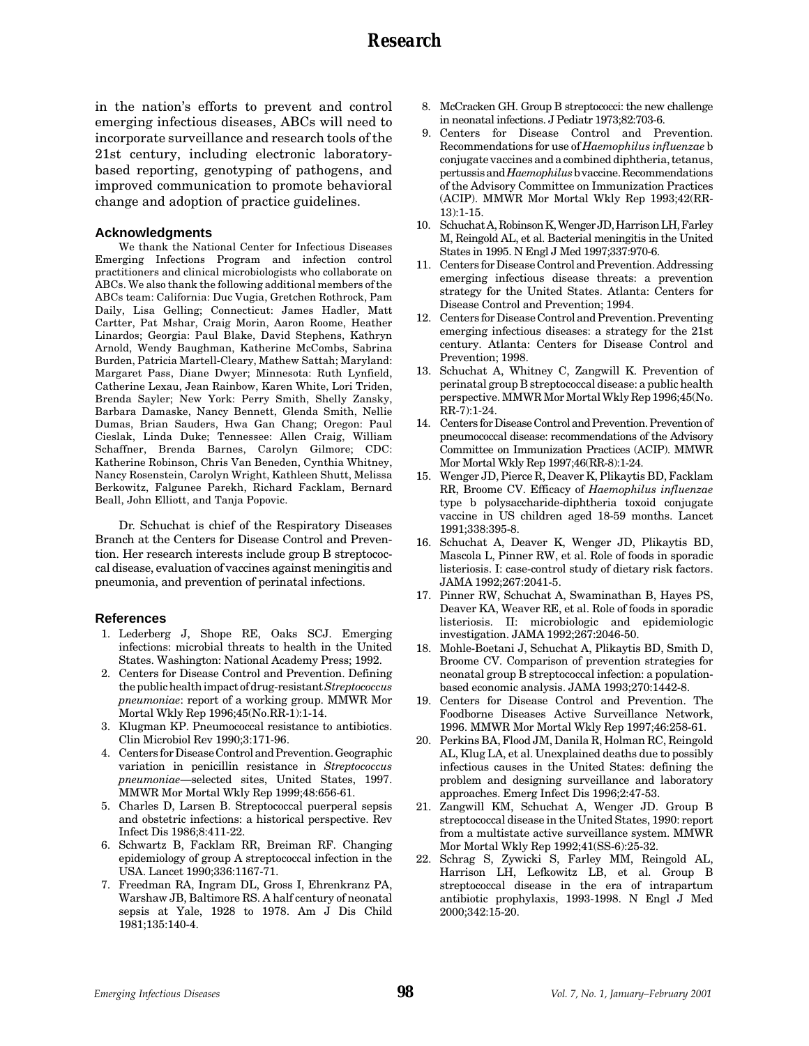in the nation's efforts to prevent and control emerging infectious diseases, ABCs will need to incorporate surveillance and research tools of the 21st century, including electronic laboratory-based reporting, genotyping of pathogens, and improved communication to promote behavioral change and adoption of practice guidelines.

## Acknowledgments

We thank the National Center for Infectious Diseases Emerging Infections Program and infection control practitioners and clinical microbiologists who collaborate on ABCs. We also thank the following additional members of the ABCs team: California: Duc Vugia, Gretchen Rothrock, Pam Daily, Lisa Gelling; Connecticut: James Hadler, Matt Cartter, Pat Mshar, Craig Morin, Aaron Roome, Heather Linardos; Georgia: Paul Blake, David Stephens, Kathryn Arnold, Wendy Baughman, Katherine McCombs, Sabrina Burden, Patricia Martell-Cleary, Mathew Sattah; Maryland: Margaret Pass, Diane Dwyer; Minnesota: Ruth Lynfield, Catherine Lexau, Jean Rainbow, Karen White, Lori Triden, Brenda Sayler; New York: Perry Smith, Shelly Zansky, Barbara Damaske, Nancy Bennett, Glenda Smith, Nellie Dumas, Brian Sauders, Hwa Gan Chang; Oregon: Paul Cieslak, Linda Duke; Tennessee: Allen Craig, William Schaffner, Brenda Barnes, Carolyn Gilmore; CDC: Katherine Robinson, Chris Van Beneden, Cynthia Whitney, Nancy Rosenstein, Carolyn Wright, Kathleen Shutt, Melissa Berkowitz, Falgunee Parekh, Richard Facklam, Bernard Beall, John Elliott, and Tanja Popovic.

Dr. Schuchat is chief of the Respiratory Diseases Branch at the Centers for Disease Control and Prevention. Her research interests include group B streptococcal disease, evaluation of vaccines against meningitis and pneumonia, and prevention of perinatal infections.

## References

1. Lederberg J, Shope RE, Oaks SCJ. Emerging infections: microbial threats to health in the United States. Washington: National Academy Press; 1992.
2. Centers for Disease Control and Prevention. Defining the public health impact of drug-resistant *Streptococcus pneumoniae*: report of a working group. MMWR Mor Mortal Wkly Rep 1996;45(No.RR-1):1-14.
3. Klugman KP. Pneumococcal resistance to antibiotics. Clin Microbiol Rev 1990;3:171-96.
4. Centers for Disease Control and Prevention. Geographic variation in penicillin resistance in *Streptococcus pneumoniae*—selected sites, United States, 1997. MMWR Mor Mortal Wkly Rep 1999;48:656-61.
5. Charles D, Larsen B. Streptococcal puerperal sepsis and obstetric infections: a historical perspective. Rev Infect Dis 1986;8:411-22.
6. Schwartz B, Facklam RR, Breiman RF. Changing epidemiology of group A streptococcal infection in the USA. Lancet 1990;336:1167-71.
7. Freedman RA, Ingram DL, Gross I, Ehrenkranz PA, Warshaw JB, Baltimore RS. A half century of neonatal sepsis at Yale, 1928 to 1978. Am J Dis Child 1981;135:140-4.
8. McCracken GH. Group B streptococci: the new challenge in neonatal infections. J Pediatr 1973;82:703-6.
9. Centers for Disease Control and Prevention. Recommendations for use of *Haemophilus influenzae* b conjugate vaccines and a combined diphtheria, tetanus, pertussis and *Haemophilus* b vaccine. Recommendations of the Advisory Committee on Immunization Practices (ACIP). MMWR Mor Mortal Wkly Rep 1993;42(RR-13):1-15.
10. Schuchat A, Robinson K, Wenger JD, Harrison LH, Farley M, Reingold AL, et al. Bacterial meningitis in the United States in 1995. N Engl J Med 1997;337:970-6.
11. Centers for Disease Control and Prevention. Addressing emerging infectious disease threats: a prevention strategy for the United States. Atlanta: Centers for Disease Control and Prevention; 1994.
12. Centers for Disease Control and Prevention. Preventing emerging infectious diseases: a strategy for the 21st century. Atlanta: Centers for Disease Control and Prevention; 1998.
13. Schuchat A, Whitney C, Zangwill K. Prevention of perinatal group B streptococcal disease: a public health perspective. MMWR Mor Mortal Wkly Rep 1996;45(No. RR-7):1-24.
14. Centers for Disease Control and Prevention. Prevention of pneumococcal disease: recommendations of the Advisory Committee on Immunization Practices (ACIP). MMWR Mor Mortal Wkly Rep 1997;46(RR-8):1-24.
15. Wenger JD, Pierce R, Deaver K, Plikaytis BD, Facklam RR, Broome CV. Efficacy of *Haemophilus influenzae* type b polysaccharide-diphtheria toxoid conjugate vaccine in US children aged 18-59 months. Lancet 1991;338:395-8.
16. Schuchat A, Deaver K, Wenger JD, Plikaytis BD, Mascola L, Pinner RW, et al. Role of foods in sporadic listeriosis. I: case-control study of dietary risk factors. JAMA 1992;267:2041-5.
17. Pinner RW, Schuchat A, Swaminathan B, Hayes PS, Deaver KA, Weaver RE, et al. Role of foods in sporadic listeriosis. II: microbiologic and epidemiologic investigation. JAMA 1992;267:2046-50.
18. Mohle-Boetani J, Schuchat A, Plikaytis BD, Smith D, Broome CV. Comparison of prevention strategies for neonatal group B streptococcal infection: a population-based economic analysis. JAMA 1993;270:1442-8.
19. Centers for Disease Control and Prevention. The Foodborne Diseases Active Surveillance Network, 1996. MMWR Mor Mortal Wkly Rep 1997;46:258-61.
20. Perkins BA, Flood JM, Danila R, Holman RC, Reingold AL, Klug LA, et al. Unexplained deaths due to possibly infectious causes in the United States: defining the problem and designing surveillance and laboratory approaches. Emerg Infect Dis 1996;2:47-53.
21. Zangwill KM, Schuchat A, Wenger JD. Group B streptococcal disease in the United States, 1990: report from a multistate active surveillance system. MMWR Mor Mortal Wkly Rep 1992;41(SS-6):25-32.
22. Schrag S, Zywicki S, Farley MM, Reingold AL, Harrison LH, Lefkowitz LB, et al. Group B streptococcal disease in the era of intrapartum antibiotic prophylaxis, 1993-1998. N Engl J Med 2000;342:15-20.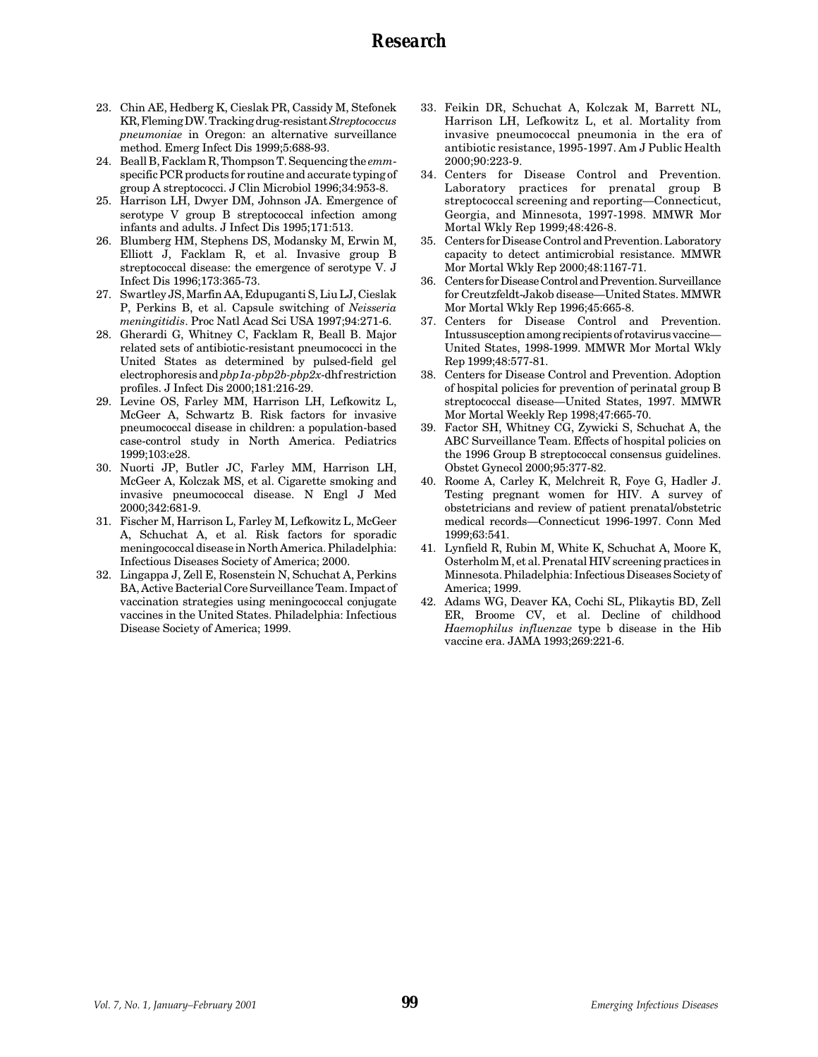23. Chin AE, Hedberg K, Cieslak PR, Cassidy M, Stefonek KR, Fleming DW. Tracking drug-resistant *Streptococcus pneumoniae* in Oregon: an alternative surveillance method. Emerg Infect Dis 1999;5:688-93.
24. Beall B, Facklam R, Thompson T. Sequencing the *emm*-specific PCR products for routine and accurate typing of group A streptococci. J Clin Microbiol 1996;34:953-8.
25. Harrison LH, Dwyer DM, Johnson JA. Emergence of serotype V group B streptococcal infection among infants and adults. J Infect Dis 1995;171:513.
26. Blumberg HM, Stephens DS, Modansky M, Erwin M, Elliott J, Facklam R, et al. Invasive group B streptococcal disease: the emergence of serotype V. J Infect Dis 1996;173:365-73.
27. Swartley JS, Marfin AA, Edupuganti S, Liu LJ, Cieslak P, Perkins B, et al. Capsule switching of *Neisseria meningitidis*. Proc Natl Acad Sci USA 1997;94:271-6.
28. Gherardi G, Whitney C, Facklam R, Beall B. Major related sets of antibiotic-resistant pneumococci in the United States as determined by pulsed-field gel electrophoresis and *pbp1a-pbp2b-pbp2x*-dhf restriction profiles. J Infect Dis 2000;181:216-29.
29. Levine OS, Farley MM, Harrison LH, Lefkowitz L, McGeer A, Schwartz B. Risk factors for invasive pneumococcal disease in children: a population-based case-control study in North America. Pediatrics 1999;103:e28.
30. Nuorti JP, Butler JC, Farley MM, Harrison LH, McGeer A, Kolczak MS, et al. Cigarette smoking and invasive pneumococcal disease. N Engl J Med 2000;342:681-9.
31. Fischer M, Harrison L, Farley M, Lefkowitz L, McGeer A, Schuchat A, et al. Risk factors for sporadic meningococcal disease in North America. Philadelphia: Infectious Diseases Society of America; 2000.
32. Lingappa J, Zell E, Rosenstein N, Schuchat A, Perkins BA, Active Bacterial Core Surveillance Team. Impact of vaccination strategies using meningococcal conjugate vaccines in the United States. Philadelphia: Infectious Disease Society of America; 1999.
33. Feikin DR, Schuchat A, Kolczak M, Barrett NL, Harrison LH, Lefkowitz L, et al. Mortality from invasive pneumococcal pneumonia in the era of antibiotic resistance, 1995-1997. Am J Public Health 2000;90:223-9.
34. Centers for Disease Control and Prevention. Laboratory practices for prenatal group B streptococcal screening and reporting—Connecticut, Georgia, and Minnesota, 1997-1998. MMWR Mor Mortal Wkly Rep 1999;48:426-8.
35. Centers for Disease Control and Prevention. Laboratory capacity to detect antimicrobial resistance. MMWR Mor Mortal Wkly Rep 2000;48:1167-71.
36. Centers for Disease Control and Prevention. Surveillance for Creutzfeldt-Jakob disease—United States. MMWR Mor Mortal Wkly Rep 1996;45:665-8.
37. Centers for Disease Control and Prevention. Intussusception among recipients of rotavirus vaccine—United States, 1998-1999. MMWR Mor Mortal Wkly Rep 1999;48:577-81.
38. Centers for Disease Control and Prevention. Adoption of hospital policies for prevention of perinatal group B streptococcal disease—United States, 1997. MMWR Mor Mortal Weekly Rep 1998;47:665-70.
39. Factor SH, Whitney CG, Zywicki S, Schuchat A, the ABC Surveillance Team. Effects of hospital policies on the 1996 Group B streptococcal consensus guidelines. Obstet Gynecol 2000;95:377-82.
40. Roome A, Carley K, Melchreit R, Foye G, Hadler J. Testing pregnant women for HIV. A survey of obstetricians and review of patient prenatal/obstetric medical records—Connecticut 1996-1997. Conn Med 1999;63:541.
41. Lynfield R, Rubin M, White K, Schuchat A, Moore K, Osterholm M, et al. Prenatal HIV screening practices in Minnesota. Philadelphia: Infectious Diseases Society of America; 1999.
42. Adams WG, Deaver KA, Cochi SL, Plikaytis BD, Zell ER, Broome CV, et al. Decline of childhood *Haemophilus influenzae* type b disease in the Hib vaccine era. JAMA 1993;269:221-6.